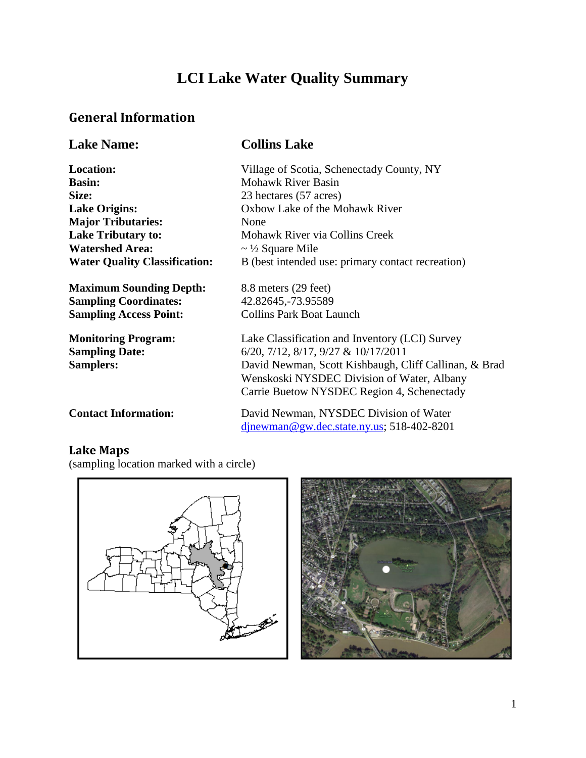# LCI Lake Water Quality Summary

## General Information

| | |
|---|---|
| **Lake Name:** | **Collins Lake** |
| **Location:** | Village of Scotia, Schenectady County, NY |
| **Basin:** | Mohawk River Basin |
| **Size:** | 23 hectares (57 acres) |
| **Lake Origins:** | Oxbow Lake of the Mohawk River |
| **Major Tributaries:** | None |
| **Lake Tributary to:** | Mohawk River via Collins Creek |
| **Watershed Area:** | ~ ½ Square Mile |
| **Water Quality Classification:** | B (best intended use: primary contact recreation) |
| **Maximum Sounding Depth:** | 8.8 meters (29 feet) |
| **Sampling Coordinates:** | 42.82645,-73.95589 |
| **Sampling Access Point:** | Collins Park Boat Launch |
| **Monitoring Program:** | Lake Classification and Inventory (LCI) Survey |
| **Sampling Date:** | 6/20, 7/12, 8/17, 9/27 & 10/17/2011 |
| **Samplers:** | David Newman, Scott Kishbaugh, Cliff Callinan, & Brad Wenskoski NYSDEC Division of Water, Albany<br>Carrie Buetow NYSDEC Region 4, Schenectady |
| **Contact Information:** | David Newman, NYSDEC Division of Water<br>djnewman@gw.dec.state.ny.us; 518-402-8201 |

### Lake Maps

(sampling location marked with a circle)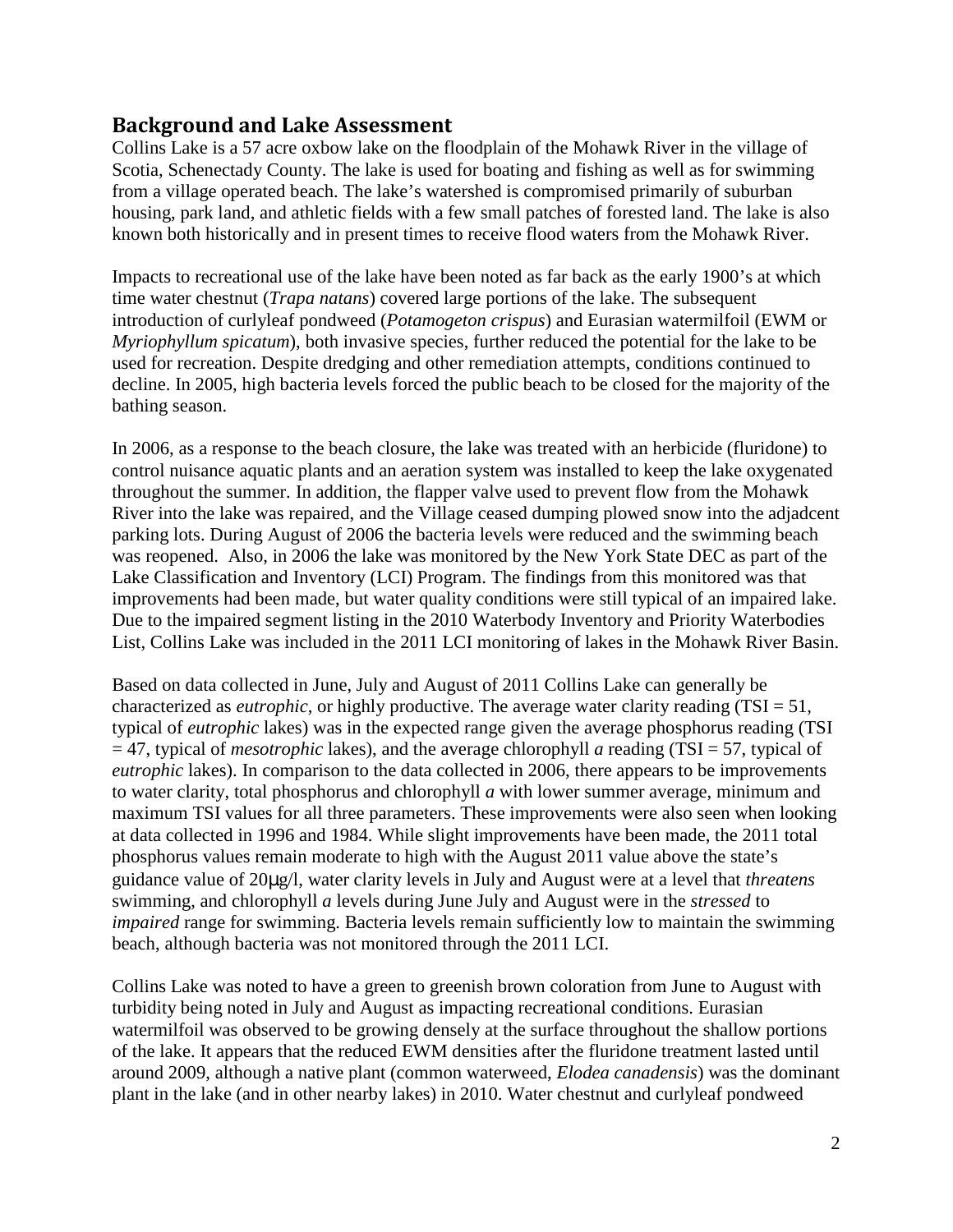## Background and Lake Assessment

Collins Lake is a 57 acre oxbow lake on the floodplain of the Mohawk River in the village of Scotia, Schenectady County. The lake is used for boating and fishing as well as for swimming from a village operated beach. The lake's watershed is compromised primarily of suburban housing, park land, and athletic fields with a few small patches of forested land. The lake is also known both historically and in present times to receive flood waters from the Mohawk River.

Impacts to recreational use of the lake have been noted as far back as the early 1900's at which time water chestnut (*Trapa natans*) covered large portions of the lake. The subsequent introduction of curlyleaf pondweed (*Potamogeton crispus*) and Eurasian watermilfoil (EWM or *Myriophyllum spicatum*), both invasive species, further reduced the potential for the lake to be used for recreation. Despite dredging and other remediation attempts, conditions continued to decline. In 2005, high bacteria levels forced the public beach to be closed for the majority of the bathing season.

In 2006, as a response to the beach closure, the lake was treated with an herbicide (fluridone) to control nuisance aquatic plants and an aeration system was installed to keep the lake oxygenated throughout the summer. In addition, the flapper valve used to prevent flow from the Mohawk River into the lake was repaired, and the Village ceased dumping plowed snow into the adjadcent parking lots. During August of 2006 the bacteria levels were reduced and the swimming beach was reopened. Also, in 2006 the lake was monitored by the New York State DEC as part of the Lake Classification and Inventory (LCI) Program. The findings from this monitored was that improvements had been made, but water quality conditions were still typical of an impaired lake. Due to the impaired segment listing in the 2010 Waterbody Inventory and Priority Waterbodies List, Collins Lake was included in the 2011 LCI monitoring of lakes in the Mohawk River Basin.

Based on data collected in June, July and August of 2011 Collins Lake can generally be characterized as *eutrophic*, or highly productive. The average water clarity reading (TSI = 51, typical of *eutrophic* lakes) was in the expected range given the average phosphorus reading (TSI = 47, typical of *mesotrophic* lakes), and the average chlorophyll *a* reading (TSI = 57, typical of *eutrophic* lakes). In comparison to the data collected in 2006, there appears to be improvements to water clarity, total phosphorus and chlorophyll *a* with lower summer average, minimum and maximum TSI values for all three parameters. These improvements were also seen when looking at data collected in 1996 and 1984. While slight improvements have been made, the 2011 total phosphorus values remain moderate to high with the August 2011 value above the state's guidance value of 20μg/l, water clarity levels in July and August were at a level that *threatens* swimming, and chlorophyll *a* levels during June July and August were in the *stressed* to *impaired* range for swimming. Bacteria levels remain sufficiently low to maintain the swimming beach, although bacteria was not monitored through the 2011 LCI.

Collins Lake was noted to have a green to greenish brown coloration from June to August with turbidity being noted in July and August as impacting recreational conditions. Eurasian watermilfoil was observed to be growing densely at the surface throughout the shallow portions of the lake. It appears that the reduced EWM densities after the fluridone treatment lasted until around 2009, although a native plant (common waterweed, *Elodea canadensis*) was the dominant plant in the lake (and in other nearby lakes) in 2010. Water chestnut and curlyleaf pondweed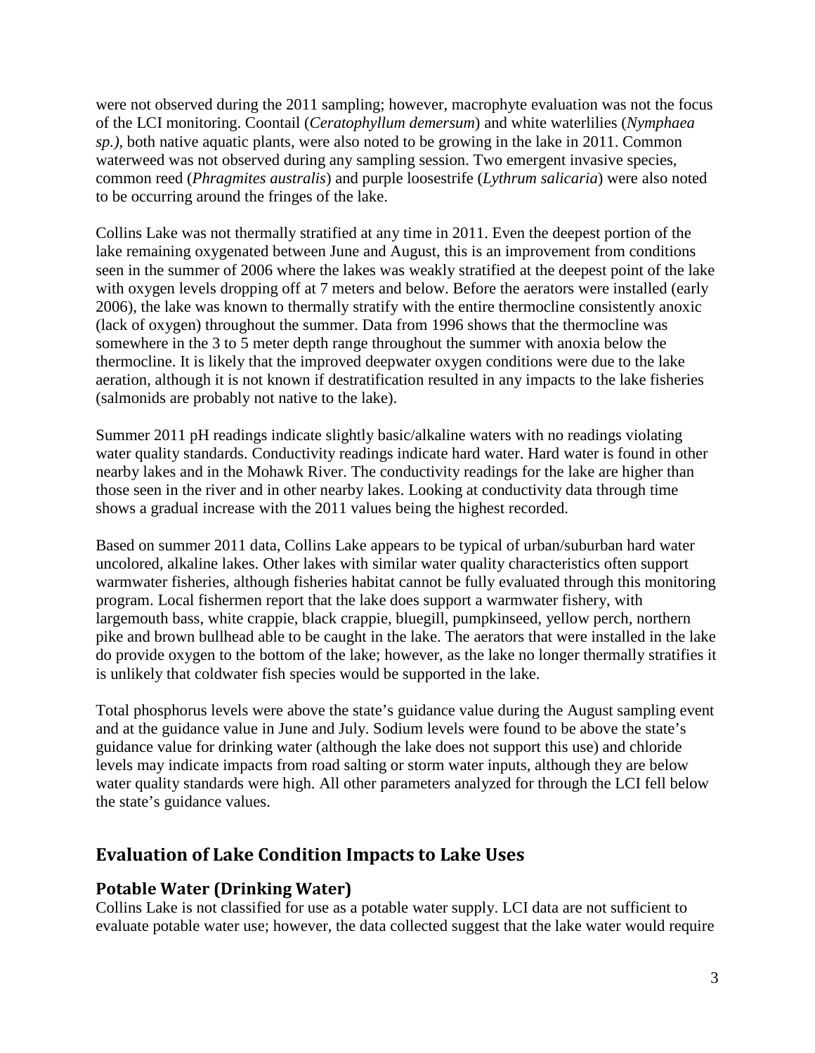were not observed during the 2011 sampling; however, macrophyte evaluation was not the focus of the LCI monitoring. Coontail (*Ceratophyllum demersum*) and white waterlilies (*Nymphaea sp.)*, both native aquatic plants, were also noted to be growing in the lake in 2011. Common waterweed was not observed during any sampling session. Two emergent invasive species, common reed (*Phragmites australis*) and purple loosestrife (*Lythrum salicaria*) were also noted to be occurring around the fringes of the lake.

Collins Lake was not thermally stratified at any time in 2011. Even the deepest portion of the lake remaining oxygenated between June and August, this is an improvement from conditions seen in the summer of 2006 where the lakes was weakly stratified at the deepest point of the lake with oxygen levels dropping off at 7 meters and below. Before the aerators were installed (early 2006), the lake was known to thermally stratify with the entire thermocline consistently anoxic (lack of oxygen) throughout the summer. Data from 1996 shows that the thermocline was somewhere in the 3 to 5 meter depth range throughout the summer with anoxia below the thermocline. It is likely that the improved deepwater oxygen conditions were due to the lake aeration, although it is not known if destratification resulted in any impacts to the lake fisheries (salmonids are probably not native to the lake).

Summer 2011 pH readings indicate slightly basic/alkaline waters with no readings violating water quality standards. Conductivity readings indicate hard water. Hard water is found in other nearby lakes and in the Mohawk River. The conductivity readings for the lake are higher than those seen in the river and in other nearby lakes. Looking at conductivity data through time shows a gradual increase with the 2011 values being the highest recorded.

Based on summer 2011 data, Collins Lake appears to be typical of urban/suburban hard water uncolored, alkaline lakes. Other lakes with similar water quality characteristics often support warmwater fisheries, although fisheries habitat cannot be fully evaluated through this monitoring program. Local fishermen report that the lake does support a warmwater fishery, with largemouth bass, white crappie, black crappie, bluegill, pumpkinseed, yellow perch, northern pike and brown bullhead able to be caught in the lake. The aerators that were installed in the lake do provide oxygen to the bottom of the lake; however, as the lake no longer thermally stratifies it is unlikely that coldwater fish species would be supported in the lake.

Total phosphorus levels were above the state's guidance value during the August sampling event and at the guidance value in June and July. Sodium levels were found to be above the state's guidance value for drinking water (although the lake does not support this use) and chloride levels may indicate impacts from road salting or storm water inputs, although they are below water quality standards were high. All other parameters analyzed for through the LCI fell below the state's guidance values.

## Evaluation of Lake Condition Impacts to Lake Uses

### Potable Water (Drinking Water)

Collins Lake is not classified for use as a potable water supply. LCI data are not sufficient to evaluate potable water use; however, the data collected suggest that the lake water would require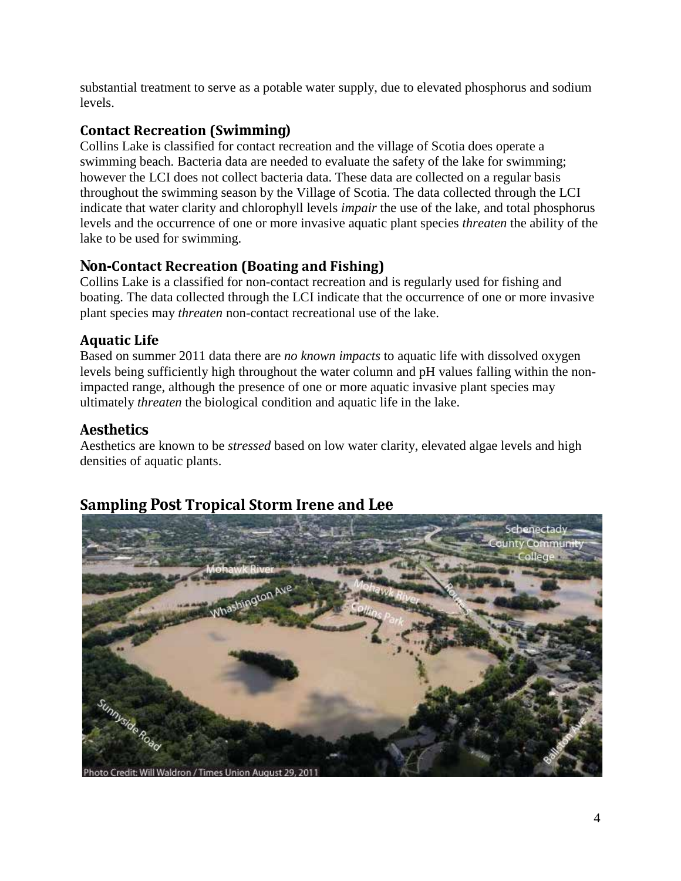substantial treatment to serve as a potable water supply, due to elevated phosphorus and sodium levels.

### Contact Recreation (Swimming)

Collins Lake is classified for contact recreation and the village of Scotia does operate a swimming beach. Bacteria data are needed to evaluate the safety of the lake for swimming; however the LCI does not collect bacteria data. These data are collected on a regular basis throughout the swimming season by the Village of Scotia. The data collected through the LCI indicate that water clarity and chlorophyll levels *impair* the use of the lake, and total phosphorus levels and the occurrence of one or more invasive aquatic plant species *threaten* the ability of the lake to be used for swimming.

### Non-Contact Recreation (Boating and Fishing)

Collins Lake is a classified for non-contact recreation and is regularly used for fishing and boating. The data collected through the LCI indicate that the occurrence of one or more invasive plant species may *threaten* non-contact recreational use of the lake.

### Aquatic Life

Based on summer 2011 data there are *no known impacts* to aquatic life with dissolved oxygen levels being sufficiently high throughout the water column and pH values falling within the non-impacted range, although the presence of one or more aquatic invasive plant species may ultimately *threaten* the biological condition and aquatic life in the lake.

### Aesthetics

Aesthetics are known to be *stressed* based on low water clarity, elevated algae levels and high densities of aquatic plants.

## Sampling Post Tropical Storm Irene and Lee

Photo Credit: Will Waldron / Times Union August 29, 2011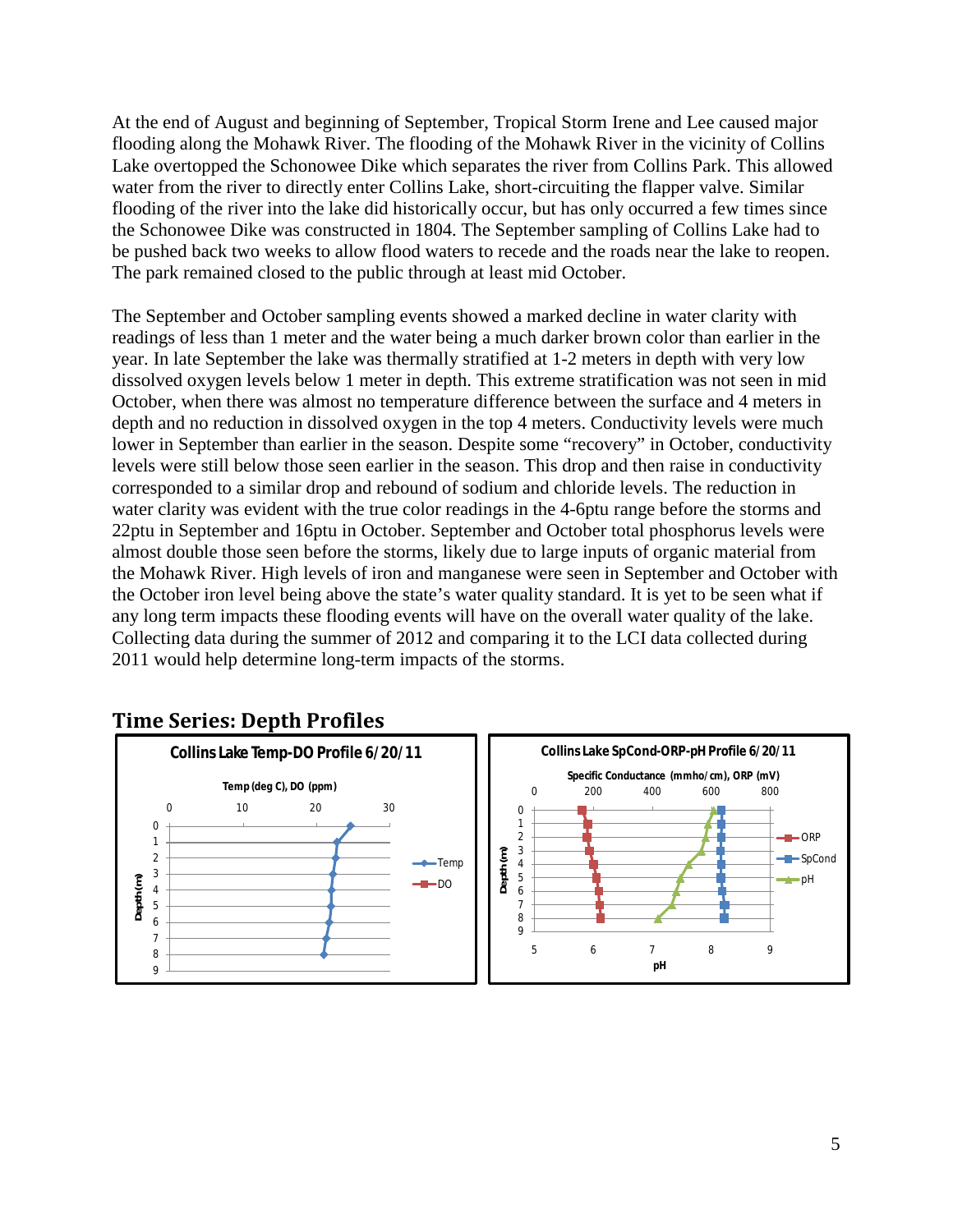At the end of August and beginning of September, Tropical Storm Irene and Lee caused major flooding along the Mohawk River. The flooding of the Mohawk River in the vicinity of Collins Lake overtopped the Schonowee Dike which separates the river from Collins Park. This allowed water from the river to directly enter Collins Lake, short-circuiting the flapper valve. Similar flooding of the river into the lake did historically occur, but has only occurred a few times since the Schonowee Dike was constructed in 1804. The September sampling of Collins Lake had to be pushed back two weeks to allow flood waters to recede and the roads near the lake to reopen. The park remained closed to the public through at least mid October.

The September and October sampling events showed a marked decline in water clarity with readings of less than 1 meter and the water being a much darker brown color than earlier in the year. In late September the lake was thermally stratified at 1-2 meters in depth with very low dissolved oxygen levels below 1 meter in depth. This extreme stratification was not seen in mid October, when there was almost no temperature difference between the surface and 4 meters in depth and no reduction in dissolved oxygen in the top 4 meters. Conductivity levels were much lower in September than earlier in the season. Despite some "recovery" in October, conductivity levels were still below those seen earlier in the season. This drop and then raise in conductivity corresponded to a similar drop and rebound of sodium and chloride levels. The reduction in water clarity was evident with the true color readings in the 4-6ptu range before the storms and 22ptu in September and 16ptu in October. September and October total phosphorus levels were almost double those seen before the storms, likely due to large inputs of organic material from the Mohawk River. High levels of iron and manganese were seen in September and October with the October iron level being above the state's water quality standard. It is yet to be seen what if any long term impacts these flooding events will have on the overall water quality of the lake. Collecting data during the summer of 2012 and comparing it to the LCI data collected during 2011 would help determine long-term impacts of the storms.

## Time Series: Depth Profiles

**Collins Lake Temp-DO Profile 6/20/11**

Temp (deg C), DO (ppm) — Depth (m) — Legend: Temp, DO

**Collins Lake SpCond-ORP-pH Profile 6/20/11**

Specific Conductance (mmho/cm), ORP (mV) — pH — Depth (m) — Legend: ORP, SpCond, pH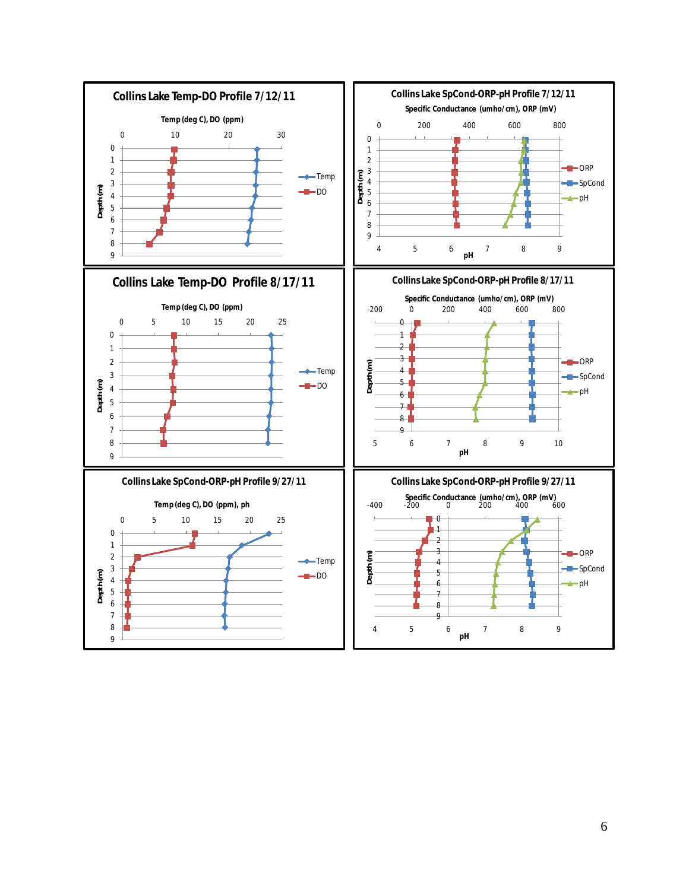**Collins Lake Temp-DO Profile 7/12/11**

Temp (deg C), DO (ppm)

Depth (m)

Temp, DO

**Collins Lake SpCond-ORP-pH Profile 7/12/11**

Specific Conductance (umho/cm), ORP (mV)

Depth (m)

pH

ORP, SpCond, pH

**Collins Lake Temp-DO Profile 8/17/11**

Temp (deg C), DO (ppm)

Depth (m)

Temp, DO

**Collins Lake SpCond-ORP-pH Profile 8/17/11**

Specific Conductance (umho/cm), ORP (mV)

Depth (m)

pH

ORP, SpCond, pH

**Collins Lake SpCond-ORP-pH Profile 9/27/11**

Temp (deg C), DO (ppm), ph

Depth (m)

Temp, DO

**Collins Lake SpCond-ORP-pH Profile 9/27/11**

Specific Conductance (umho/cm), ORP (mV)

Depth (m)

pH

ORP, SpCond, pH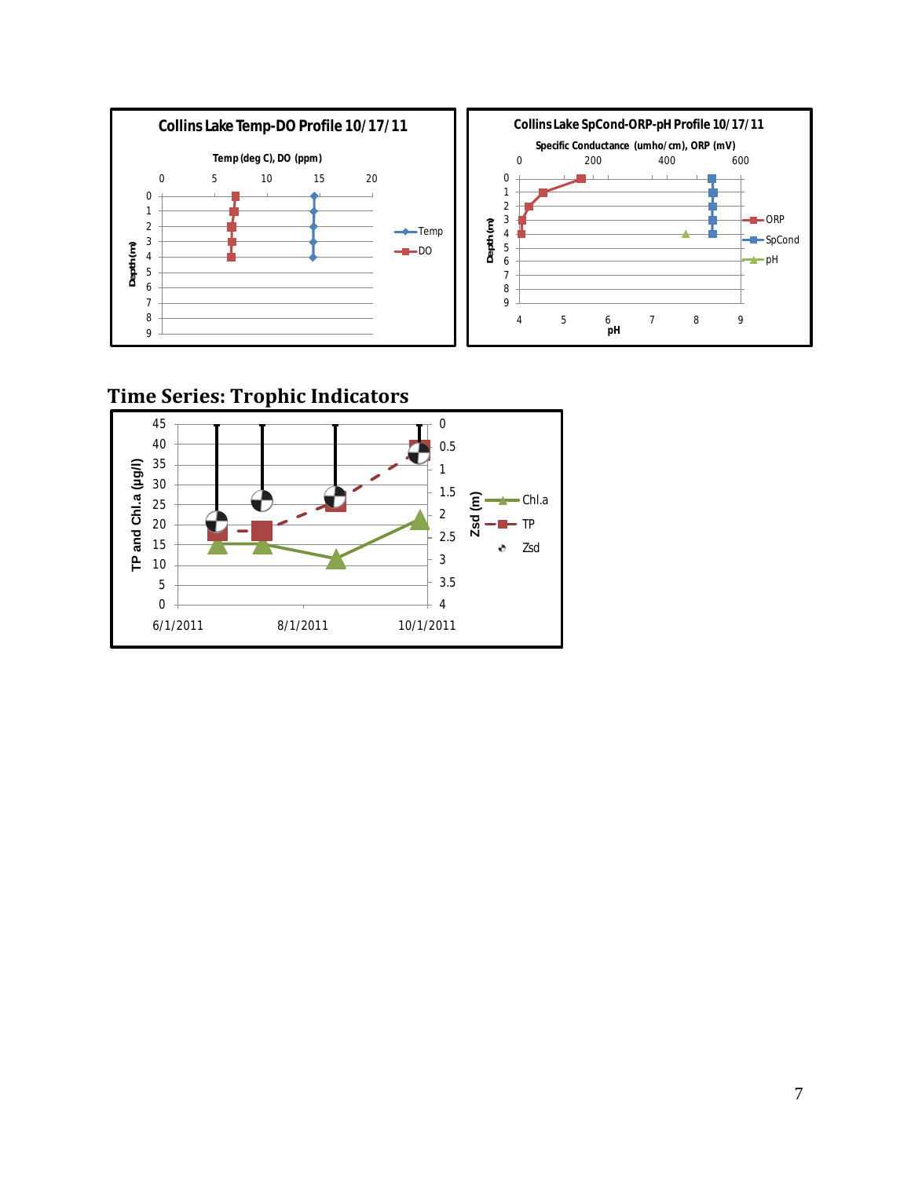## Time Series: Trophic Indicators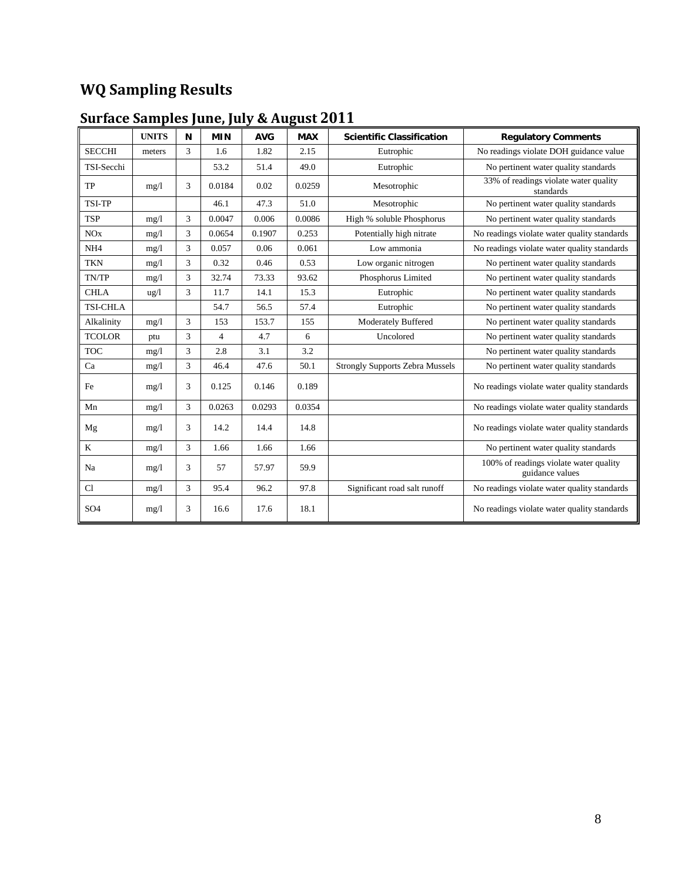## WQ Sampling Results

### Surface Samples June, July & August 2011

| | UNITS | N | MIN | AVG | MAX | Scientific Classification | Regulatory Comments |
|---|---|---|---|---|---|---|---|
| SECCHI | meters | 3 | 1.6 | 1.82 | 2.15 | Eutrophic | No readings violate DOH guidance value |
| TSI-Secchi | | | 53.2 | 51.4 | 49.0 | Eutrophic | No pertinent water quality standards |
| TP | mg/l | 3 | 0.0184 | 0.02 | 0.0259 | Mesotrophic | 33% of readings violate water quality standards |
| TSI-TP | | | 46.1 | 47.3 | 51.0 | Mesotrophic | No pertinent water quality standards |
| TSP | mg/l | 3 | 0.0047 | 0.006 | 0.0086 | High % soluble Phosphorus | No pertinent water quality standards |
| NOx | mg/l | 3 | 0.0654 | 0.1907 | 0.253 | Potentially high nitrate | No readings violate water quality standards |
| NH4 | mg/l | 3 | 0.057 | 0.06 | 0.061 | Low ammonia | No readings violate water quality standards |
| TKN | mg/l | 3 | 0.32 | 0.46 | 0.53 | Low organic nitrogen | No pertinent water quality standards |
| TN/TP | mg/l | 3 | 32.74 | 73.33 | 93.62 | Phosphorus Limited | No pertinent water quality standards |
| CHLA | ug/l | 3 | 11.7 | 14.1 | 15.3 | Eutrophic | No pertinent water quality standards |
| TSI-CHLA | | | 54.7 | 56.5 | 57.4 | Eutrophic | No pertinent water quality standards |
| Alkalinity | mg/l | 3 | 153 | 153.7 | 155 | Moderately Buffered | No pertinent water quality standards |
| TCOLOR | ptu | 3 | 4 | 4.7 | 6 | Uncolored | No pertinent water quality standards |
| TOC | mg/l | 3 | 2.8 | 3.1 | 3.2 | | No pertinent water quality standards |
| Ca | mg/l | 3 | 46.4 | 47.6 | 50.1 | Strongly Supports Zebra Mussels | No pertinent water quality standards |
| Fe | mg/l | 3 | 0.125 | 0.146 | 0.189 | | No readings violate water quality standards |
| Mn | mg/l | 3 | 0.0263 | 0.0293 | 0.0354 | | No readings violate water quality standards |
| Mg | mg/l | 3 | 14.2 | 14.4 | 14.8 | | No readings violate water quality standards |
| K | mg/l | 3 | 1.66 | 1.66 | 1.66 | | No pertinent water quality standards |
| Na | mg/l | 3 | 57 | 57.97 | 59.9 | | 100% of readings violate water quality guidance values |
| Cl | mg/l | 3 | 95.4 | 96.2 | 97.8 | Significant road salt runoff | No readings violate water quality standards |
| SO4 | mg/l | 3 | 16.6 | 17.6 | 18.1 | | No readings violate water quality standards |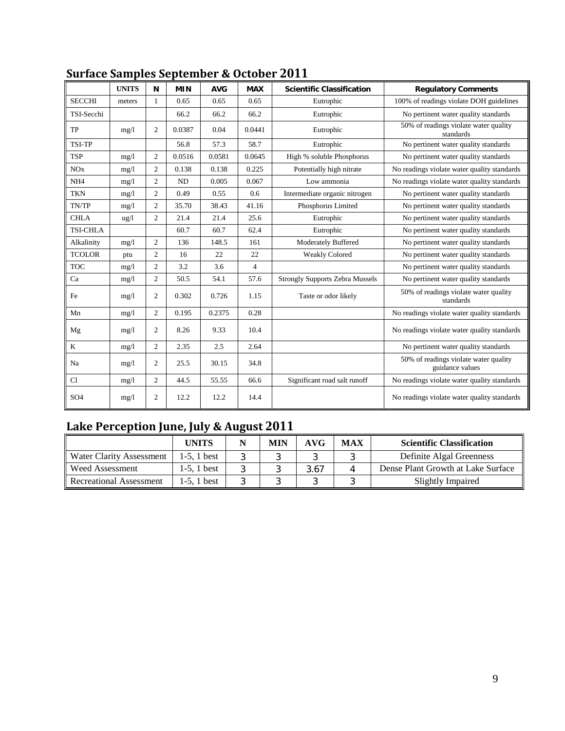## Surface Samples September & October 2011

| | UNITS | N | MIN | AVG | MAX | Scientific Classification | Regulatory Comments |
|---|---|---|---|---|---|---|---|
| SECCHI | meters | 1 | 0.65 | 0.65 | 0.65 | Eutrophic | 100% of readings violate DOH guidelines |
| TSI-Secchi | | | 66.2 | 66.2 | 66.2 | Eutrophic | No pertinent water quality standards |
| TP | mg/l | 2 | 0.0387 | 0.04 | 0.0441 | Eutrophic | 50% of readings violate water quality standards |
| TSI-TP | | | 56.8 | 57.3 | 58.7 | Eutrophic | No pertinent water quality standards |
| TSP | mg/l | 2 | 0.0516 | 0.0581 | 0.0645 | High % soluble Phosphorus | No pertinent water quality standards |
| NOx | mg/l | 2 | 0.138 | 0.138 | 0.225 | Potentially high nitrate | No readings violate water quality standards |
| NH4 | mg/l | 2 | ND | 0.005 | 0.067 | Low ammonia | No readings violate water quality standards |
| TKN | mg/l | 2 | 0.49 | 0.55 | 0.6 | Intermediate organic nitrogen | No pertinent water quality standards |
| TN/TP | mg/l | 2 | 35.70 | 38.43 | 41.16 | Phosphorus Limited | No pertinent water quality standards |
| CHLA | ug/l | 2 | 21.4 | 21.4 | 25.6 | Eutrophic | No pertinent water quality standards |
| TSI-CHLA | | | 60.7 | 60.7 | 62.4 | Eutrophic | No pertinent water quality standards |
| Alkalinity | mg/l | 2 | 136 | 148.5 | 161 | Moderately Buffered | No pertinent water quality standards |
| TCOLOR | ptu | 2 | 16 | 22 | 22 | Weakly Colored | No pertinent water quality standards |
| TOC | mg/l | 2 | 3.2 | 3.6 | 4 | | No pertinent water quality standards |
| Ca | mg/l | 2 | 50.5 | 54.1 | 57.6 | Strongly Supports Zebra Mussels | No pertinent water quality standards |
| Fe | mg/l | 2 | 0.302 | 0.726 | 1.15 | Taste or odor likely | 50% of readings violate water quality standards |
| Mn | mg/l | 2 | 0.195 | 0.2375 | 0.28 | | No readings violate water quality standards |
| Mg | mg/l | 2 | 8.26 | 9.33 | 10.4 | | No readings violate water quality standards |
| K | mg/l | 2 | 2.35 | 2.5 | 2.64 | | No pertinent water quality standards |
| Na | mg/l | 2 | 25.5 | 30.15 | 34.8 | | 50% of readings violate water quality guidance values |
| Cl | mg/l | 2 | 44.5 | 55.55 | 66.6 | Significant road salt runoff | No readings violate water quality standards |
| SO4 | mg/l | 2 | 12.2 | 12.2 | 14.4 | | No readings violate water quality standards |

## Lake Perception June, July & August 2011

| | UNITS | N | MIN | AVG | MAX | Scientific Classification |
|---|---|---|---|---|---|---|
| Water Clarity Assessment | 1-5, 1 best | 3 | 3 | 3 | 3 | Definite Algal Greenness |
| Weed Assessment | 1-5, 1 best | 3 | 3 | 3.67 | 4 | Dense Plant Growth at Lake Surface |
| Recreational Assessment | 1-5, 1 best | 3 | 3 | 3 | 3 | Slightly Impaired |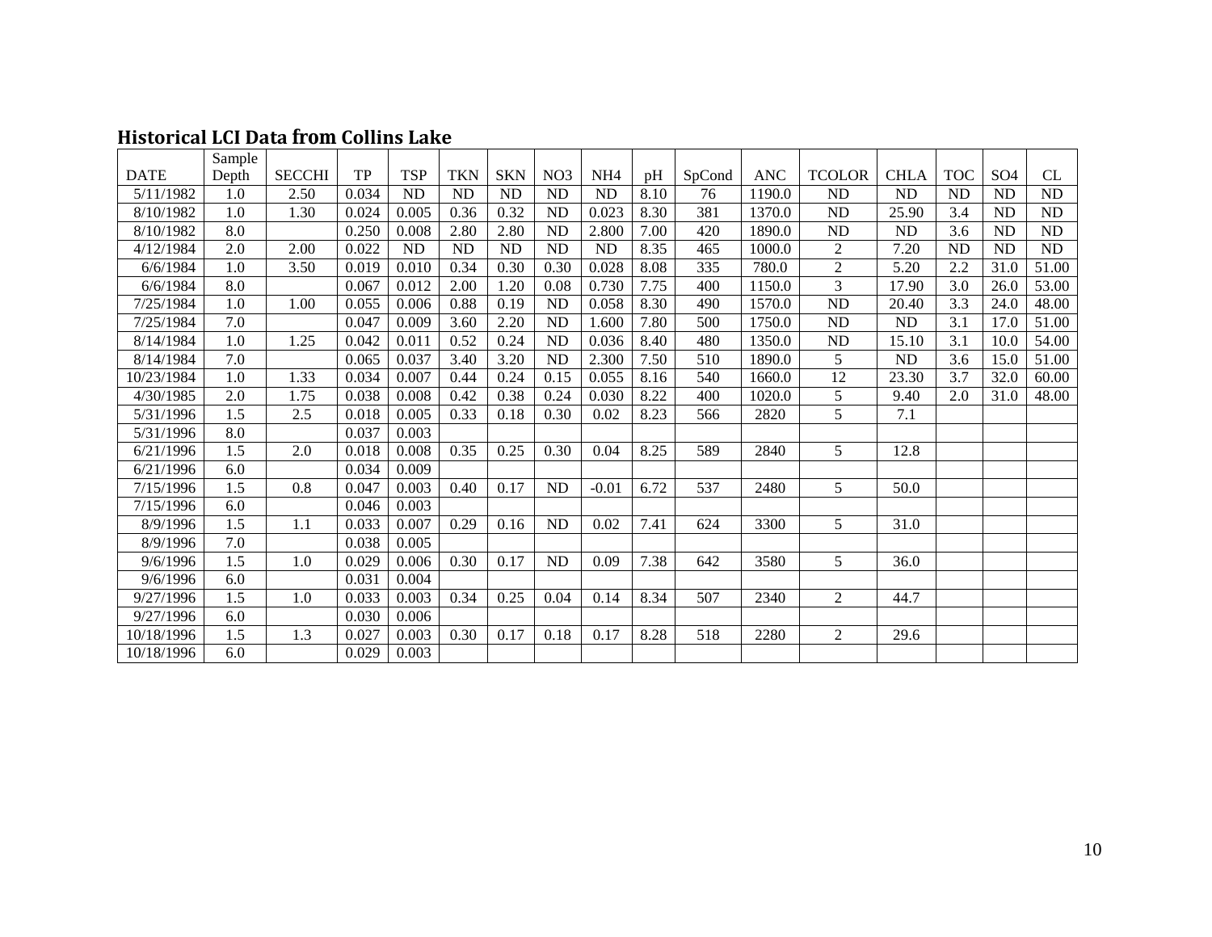## Historical LCI Data from Collins Lake

| DATE | Sample Depth | SECCHI | TP | TSP | TKN | SKN | NO3 | NH4 | pH | SpCond | ANC | TCOLOR | CHLA | TOC | SO4 | CL |
|---|---|---|---|---|---|---|---|---|---|---|---|---|---|---|---|---|
| 5/11/1982 | 1.0 | 2.50 | 0.034 | ND | ND | ND | ND | ND | 8.10 | 76 | 1190.0 | ND | ND | ND | ND | ND |
| 8/10/1982 | 1.0 | 1.30 | 0.024 | 0.005 | 0.36 | 0.32 | ND | 0.023 | 8.30 | 381 | 1370.0 | ND | 25.90 | 3.4 | ND | ND |
| 8/10/1982 | 8.0 | | 0.250 | 0.008 | 2.80 | 2.80 | ND | 2.800 | 7.00 | 420 | 1890.0 | ND | ND | 3.6 | ND | ND |
| 4/12/1984 | 2.0 | 2.00 | 0.022 | ND | ND | ND | ND | ND | 8.35 | 465 | 1000.0 | 2 | 7.20 | ND | ND | ND |
| 6/6/1984 | 1.0 | 3.50 | 0.019 | 0.010 | 0.34 | 0.30 | 0.30 | 0.028 | 8.08 | 335 | 780.0 | 2 | 5.20 | 2.2 | 31.0 | 51.00 |
| 6/6/1984 | 8.0 | | 0.067 | 0.012 | 2.00 | 1.20 | 0.08 | 0.730 | 7.75 | 400 | 1150.0 | 3 | 17.90 | 3.0 | 26.0 | 53.00 |
| 7/25/1984 | 1.0 | 1.00 | 0.055 | 0.006 | 0.88 | 0.19 | ND | 0.058 | 8.30 | 490 | 1570.0 | ND | 20.40 | 3.3 | 24.0 | 48.00 |
| 7/25/1984 | 7.0 | | 0.047 | 0.009 | 3.60 | 2.20 | ND | 1.600 | 7.80 | 500 | 1750.0 | ND | ND | 3.1 | 17.0 | 51.00 |
| 8/14/1984 | 1.0 | 1.25 | 0.042 | 0.011 | 0.52 | 0.24 | ND | 0.036 | 8.40 | 480 | 1350.0 | ND | 15.10 | 3.1 | 10.0 | 54.00 |
| 8/14/1984 | 7.0 | | 0.065 | 0.037 | 3.40 | 3.20 | ND | 2.300 | 7.50 | 510 | 1890.0 | 5 | ND | 3.6 | 15.0 | 51.00 |
| 10/23/1984 | 1.0 | 1.33 | 0.034 | 0.007 | 0.44 | 0.24 | 0.15 | 0.055 | 8.16 | 540 | 1660.0 | 12 | 23.30 | 3.7 | 32.0 | 60.00 |
| 4/30/1985 | 2.0 | 1.75 | 0.038 | 0.008 | 0.42 | 0.38 | 0.24 | 0.030 | 8.22 | 400 | 1020.0 | 5 | 9.40 | 2.0 | 31.0 | 48.00 |
| 5/31/1996 | 1.5 | 2.5 | 0.018 | 0.005 | 0.33 | 0.18 | 0.30 | 0.02 | 8.23 | 566 | 2820 | 5 | 7.1 | | | |
| 5/31/1996 | 8.0 | | 0.037 | 0.003 | | | | | | | | | | | | |
| 6/21/1996 | 1.5 | 2.0 | 0.018 | 0.008 | 0.35 | 0.25 | 0.30 | 0.04 | 8.25 | 589 | 2840 | 5 | 12.8 | | | |
| 6/21/1996 | 6.0 | | 0.034 | 0.009 | | | | | | | | | | | | |
| 7/15/1996 | 1.5 | 0.8 | 0.047 | 0.003 | 0.40 | 0.17 | ND | -0.01 | 6.72 | 537 | 2480 | 5 | 50.0 | | | |
| 7/15/1996 | 6.0 | | 0.046 | 0.003 | | | | | | | | | | | | |
| 8/9/1996 | 1.5 | 1.1 | 0.033 | 0.007 | 0.29 | 0.16 | ND | 0.02 | 7.41 | 624 | 3300 | 5 | 31.0 | | | |
| 8/9/1996 | 7.0 | | 0.038 | 0.005 | | | | | | | | | | | | |
| 9/6/1996 | 1.5 | 1.0 | 0.029 | 0.006 | 0.30 | 0.17 | ND | 0.09 | 7.38 | 642 | 3580 | 5 | 36.0 | | | |
| 9/6/1996 | 6.0 | | 0.031 | 0.004 | | | | | | | | | | | | |
| 9/27/1996 | 1.5 | 1.0 | 0.033 | 0.003 | 0.34 | 0.25 | 0.04 | 0.14 | 8.34 | 507 | 2340 | 2 | 44.7 | | | |
| 9/27/1996 | 6.0 | | 0.030 | 0.006 | | | | | | | | | | | | |
| 10/18/1996 | 1.5 | 1.3 | 0.027 | 0.003 | 0.30 | 0.17 | 0.18 | 0.17 | 8.28 | 518 | 2280 | 2 | 29.6 | | | |
| 10/18/1996 | 6.0 | | 0.029 | 0.003 | | | | | | | | | | | | |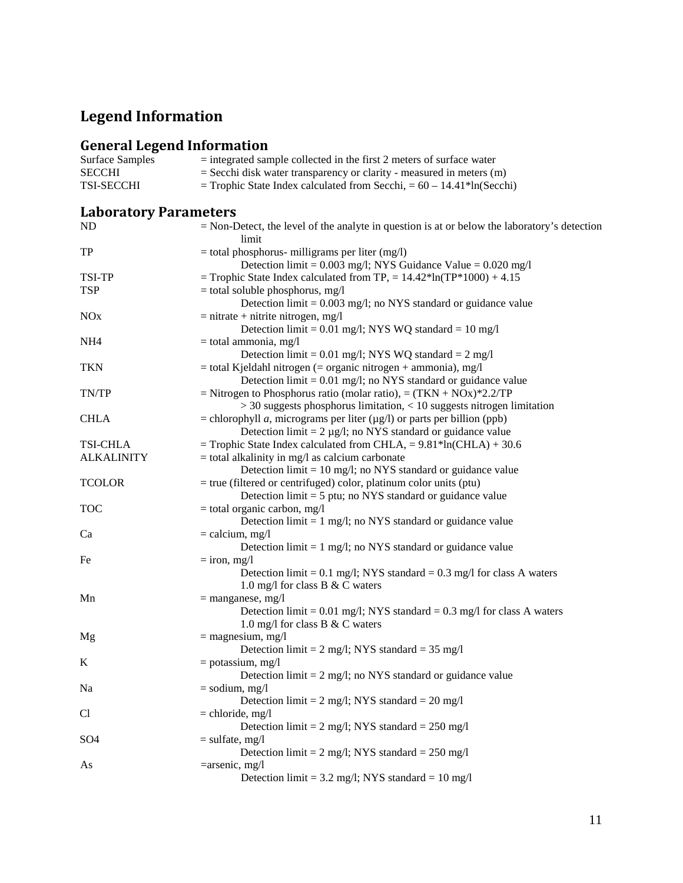# Legend Information

## General Legend Information

| | |
|---|---|
| Surface Samples | = integrated sample collected in the first 2 meters of surface water |
| SECCHI | = Secchi disk water transparency or clarity - measured in meters (m) |
| TSI-SECCHI | = Trophic State Index calculated from Secchi, = 60 – 14.41*ln(Secchi) |

## Laboratory Parameters

| | |
|---|---|
| ND | = Non-Detect, the level of the analyte in question is at or below the laboratory's detection limit |
| TP | = total phosphorus- milligrams per liter (mg/l)<br>Detection limit = 0.003 mg/l; NYS Guidance Value = 0.020 mg/l |
| TSI-TP | = Trophic State Index calculated from TP, = 14.42*ln(TP*1000) + 4.15 |
| TSP | = total soluble phosphorus, mg/l<br>Detection limit = 0.003 mg/l; no NYS standard or guidance value |
| NOx | = nitrate + nitrite nitrogen, mg/l<br>Detection limit = 0.01 mg/l; NYS WQ standard = 10 mg/l |
| $NH_4$ | = total ammonia, mg/l<br>Detection limit = 0.01 mg/l; NYS WQ standard = 2 mg/l |
| TKN | = total Kjeldahl nitrogen (= organic nitrogen + ammonia), mg/l<br>Detection limit = 0.01 mg/l; no NYS standard or guidance value |
| TN/TP | = Nitrogen to Phosphorus ratio (molar ratio), = (TKN + NOx)*2.2/TP<br>> 30 suggests phosphorus limitation, < 10 suggests nitrogen limitation |
| CHLA | = chlorophyll *a*, micrograms per liter (µg/l) or parts per billion (ppb)<br>Detection limit = 2 µg/l; no NYS standard or guidance value |
| TSI-CHLA | = Trophic State Index calculated from CHLA, = 9.81*ln(CHLA) + 30.6 |
| ALKALINITY | = total alkalinity in mg/l as calcium carbonate<br>Detection limit = 10 mg/l; no NYS standard or guidance value |
| TCOLOR | = true (filtered or centrifuged) color, platinum color units (ptu)<br>Detection limit = 5 ptu; no NYS standard or guidance value |
| TOC | = total organic carbon, mg/l<br>Detection limit = 1 mg/l; no NYS standard or guidance value |
| Ca | = calcium, mg/l<br>Detection limit = 1 mg/l; no NYS standard or guidance value |
| Fe | = iron, mg/l<br>Detection limit = 0.1 mg/l; NYS standard = 0.3 mg/l for class A waters<br>1.0 mg/l for class B & C waters |
| Mn | = manganese, mg/l<br>Detection limit = 0.01 mg/l; NYS standard = 0.3 mg/l for class A waters<br>1.0 mg/l for class B & C waters |
| Mg | = magnesium, mg/l<br>Detection limit = 2 mg/l; NYS standard = 35 mg/l |
| K | = potassium, mg/l<br>Detection limit = 2 mg/l; no NYS standard or guidance value |
| Na | = sodium, mg/l<br>Detection limit = 2 mg/l; NYS standard = 20 mg/l |
| Cl | = chloride, mg/l<br>Detection limit = 2 mg/l; NYS standard = 250 mg/l |
| $SO_4$ | = sulfate, mg/l<br>Detection limit = 2 mg/l; NYS standard = 250 mg/l |
| As | =arsenic, mg/l<br>Detection limit = 3.2 mg/l; NYS standard = 10 mg/l |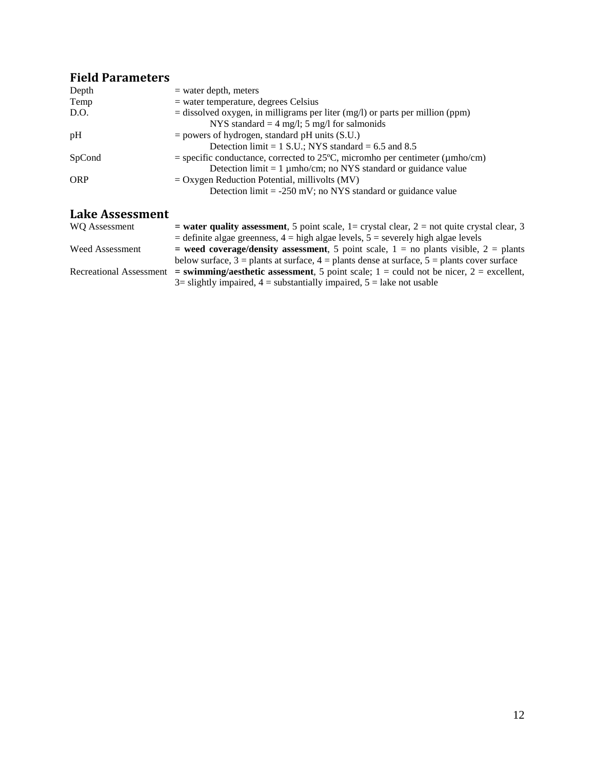## Field Parameters

| | |
|---|---|
| Depth | = water depth, meters |
| Temp | = water temperature, degrees Celsius |
| D.O. | = dissolved oxygen, in milligrams per liter (mg/l) or parts per million (ppm)<br>NYS standard = 4 mg/l; 5 mg/l for salmonids |
| pH | = powers of hydrogen, standard pH units (S.U.)<br>Detection limit = 1 S.U.; NYS standard = 6.5 and 8.5 |
| SpCond | = specific conductance, corrected to 25ºC, micromho per centimeter (µmho/cm)<br>Detection limit = 1 µmho/cm; no NYS standard or guidance value |
| ORP | = Oxygen Reduction Potential, millivolts (MV)<br>Detection limit = -250 mV; no NYS standard or guidance value |

## Lake Assessment

| | |
|---|---|
| WQ Assessment | **= water quality assessment**, 5 point scale, 1= crystal clear, 2 = not quite crystal clear, 3 = definite algae greenness, 4 = high algae levels, 5 = severely high algae levels |
| Weed Assessment | **= weed coverage/density assessment**, 5 point scale, 1 = no plants visible, 2 = plants below surface, 3 = plants at surface, 4 = plants dense at surface, 5 = plants cover surface |
| Recreational Assessment | **= swimming/aesthetic assessment**, 5 point scale; 1 = could not be nicer, 2 = excellent, 3= slightly impaired, 4 = substantially impaired, 5 = lake not usable |